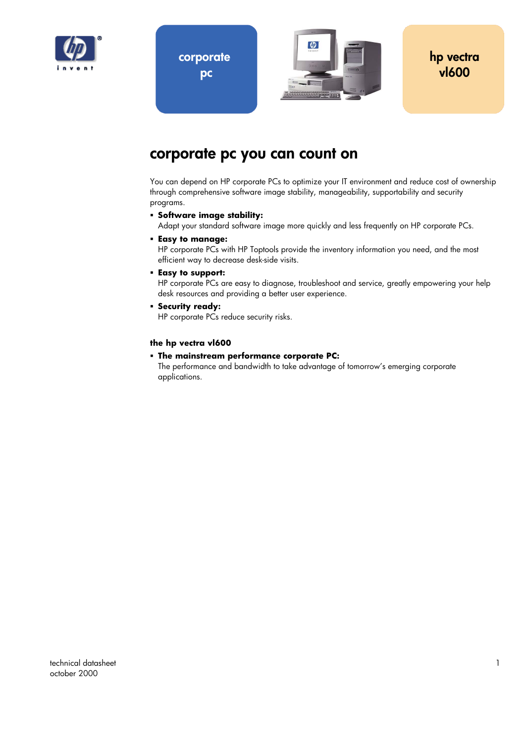corporate pc

hp vectra vl600

# corporate pc you can count on

You can depend on HP corporate PCs to optimize your IT environment and reduce cost of ownership through comprehensive software image stability, manageability, supportability and security programs.

- **Software image stability:**
  Adapt your standard software image more quickly and less frequently on HP corporate PCs.
- **Easy to manage:**
  HP corporate PCs with HP Toptools provide the inventory information you need, and the most efficient way to decrease desk-side visits.
- **Easy to support:**
  HP corporate PCs are easy to diagnose, troubleshoot and service, greatly empowering your help desk resources and providing a better user experience.
- **Security ready:**
  HP corporate PCs reduce security risks.

### the hp vectra vl600

- **The mainstream performance corporate PC:**
  The performance and bandwidth to take advantage of tomorrow's emerging corporate applications.

technical datasheet
october 2000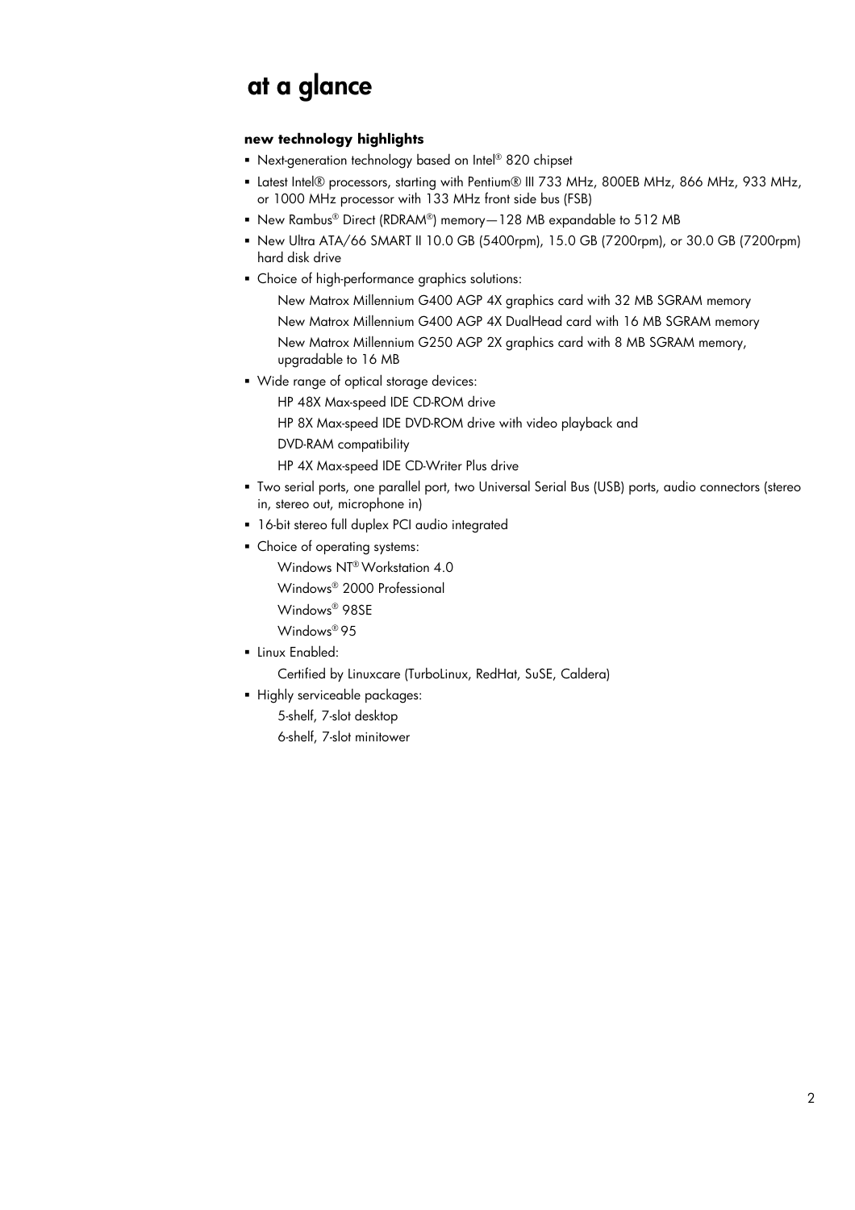# at a glance

**new technology highlights**

- Next-generation technology based on Intel® 820 chipset
- Latest Intel® processors, starting with Pentium® III 733 MHz, 800EB MHz, 866 MHz, 933 MHz, or 1000 MHz processor with 133 MHz front side bus (FSB)
- New Rambus® Direct (RDRAM®) memory—128 MB expandable to 512 MB
- New Ultra ATA/66 SMART II 10.0 GB (5400rpm), 15.0 GB (7200rpm), or 30.0 GB (7200rpm) hard disk drive
- Choice of high-performance graphics solutions:
  - New Matrox Millennium G400 AGP 4X graphics card with 32 MB SGRAM memory
  - New Matrox Millennium G400 AGP 4X DualHead card with 16 MB SGRAM memory
  - New Matrox Millennium G250 AGP 2X graphics card with 8 MB SGRAM memory, upgradable to 16 MB
- Wide range of optical storage devices:
  - HP 48X Max-speed IDE CD-ROM drive
  - HP 8X Max-speed IDE DVD-ROM drive with video playback and DVD-RAM compatibility
  - HP 4X Max-speed IDE CD-Writer Plus drive
- Two serial ports, one parallel port, two Universal Serial Bus (USB) ports, audio connectors (stereo in, stereo out, microphone in)
- 16-bit stereo full duplex PCI audio integrated
- Choice of operating systems:
  - Windows NT® Workstation 4.0
  - Windows® 2000 Professional
  - Windows® 98SE
  - Windows® 95
- Linux Enabled:
  - Certified by Linuxcare (TurboLinux, RedHat, SuSE, Caldera)
- Highly serviceable packages:
  - 5-shelf, 7-slot desktop
  - 6-shelf, 7-slot minitower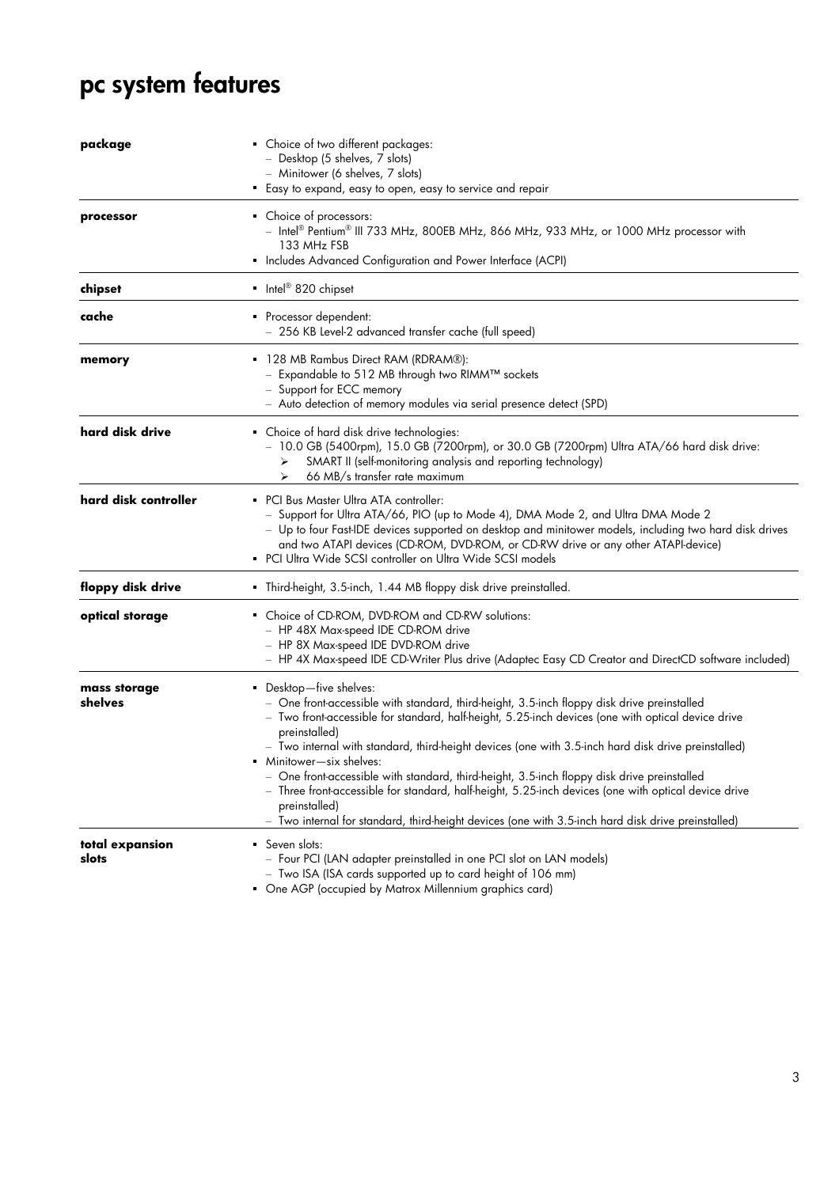# pc system features

| | |
|---|---|
| **package** | • Choice of two different packages:<br>– Desktop (5 shelves, 7 slots)<br>– Minitower (6 shelves, 7 slots)<br>• Easy to expand, easy to open, easy to service and repair |
| **processor** | • Choice of processors:<br>– Intel® Pentium® III 733 MHz, 800EB MHz, 866 MHz, 933 MHz, or 1000 MHz processor with 133 MHz FSB<br>• Includes Advanced Configuration and Power Interface (ACPI) |
| **chipset** | • Intel® 820 chipset |
| **cache** | • Processor dependent:<br>– 256 KB Level-2 advanced transfer cache (full speed) |
| **memory** | • 128 MB Rambus Direct RAM (RDRAM®):<br>– Expandable to 512 MB through two RIMM™ sockets<br>– Support for ECC memory<br>– Auto detection of memory modules via serial presence detect (SPD) |
| **hard disk drive** | • Choice of hard disk drive technologies:<br>– 10.0 GB (5400rpm), 15.0 GB (7200rpm), or 30.0 GB (7200rpm) Ultra ATA/66 hard disk drive:<br>➢ SMART II (self-monitoring analysis and reporting technology)<br>➢ 66 MB/s transfer rate maximum |
| **hard disk controller** | • PCI Bus Master Ultra ATA controller:<br>– Support for Ultra ATA/66, PIO (up to Mode 4), DMA Mode 2, and Ultra DMA Mode 2<br>– Up to four Fast-IDE devices supported on desktop and minitower models, including two hard disk drives and two ATAPI devices (CD-ROM, DVD-ROM, or CD-RW drive or any other ATAPI-device)<br>• PCI Ultra Wide SCSI controller on Ultra Wide SCSI models |
| **floppy disk drive** | • Third-height, 3.5-inch, 1.44 MB floppy disk drive preinstalled. |
| **optical storage** | • Choice of CD-ROM, DVD-ROM and CD-RW solutions:<br>– HP 48X Max-speed IDE CD-ROM drive<br>– HP 8X Max-speed IDE DVD-ROM drive<br>– HP 4X Max-speed IDE CD-Writer Plus drive (Adaptec Easy CD Creator and DirectCD software included) |
| **mass storage shelves** | • Desktop—five shelves:<br>– One front-accessible with standard, third-height, 3.5-inch floppy disk drive preinstalled<br>– Two front-accessible for standard, half-height, 5.25-inch devices (one with optical device drive preinstalled)<br>– Two internal with standard, third-height devices (one with 3.5-inch hard disk drive preinstalled)<br>• Minitower—six shelves:<br>– One front-accessible with standard, third-height, 3.5-inch floppy disk drive preinstalled<br>– Three front-accessible for standard, half-height, 5.25-inch devices (one with optical device drive preinstalled)<br>– Two internal for standard, third-height devices (one with 3.5-inch hard disk drive preinstalled) |
| **total expansion slots** | • Seven slots:<br>– Four PCI (LAN adapter preinstalled in one PCI slot on LAN models)<br>– Two ISA (ISA cards supported up to card height of 106 mm)<br>• One AGP (occupied by Matrox Millennium graphics card) |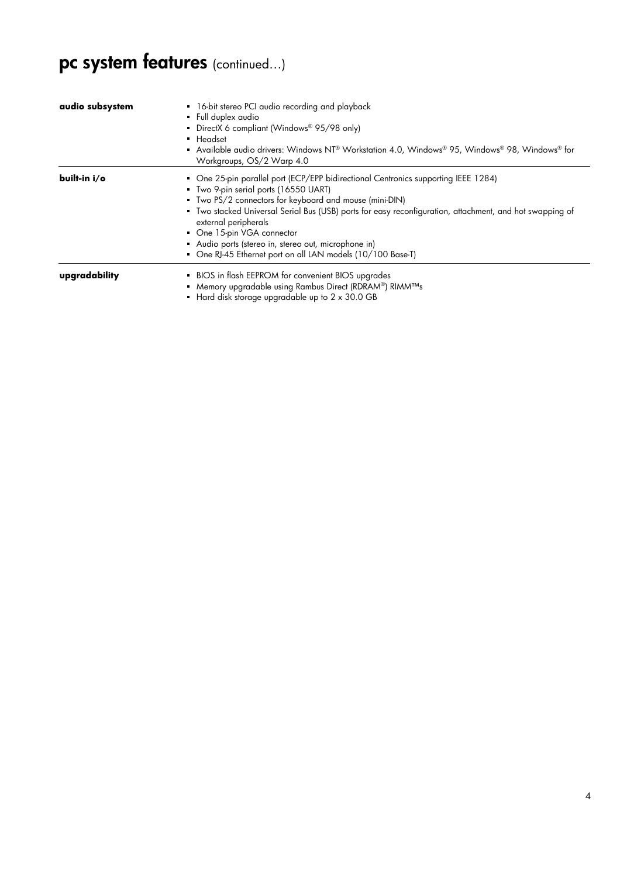# pc system features (continued…)

| | |
|---|---|
| **audio subsystem** | ▪ 16-bit stereo PCI audio recording and playback<br>▪ Full duplex audio<br>▪ DirectX 6 compliant (Windows® 95/98 only)<br>▪ Headset<br>▪ Available audio drivers: Windows NT® Workstation 4.0, Windows® 95, Windows® 98, Windows® for Workgroups, OS/2 Warp 4.0 |
| **built-in i/o** | ▪ One 25-pin parallel port (ECP/EPP bidirectional Centronics supporting IEEE 1284)<br>▪ Two 9-pin serial ports (16550 UART)<br>▪ Two PS/2 connectors for keyboard and mouse (mini-DIN)<br>▪ Two stacked Universal Serial Bus (USB) ports for easy reconfiguration, attachment, and hot swapping of external peripherals<br>▪ One 15-pin VGA connector<br>▪ Audio ports (stereo in, stereo out, microphone in)<br>▪ One RJ-45 Ethernet port on all LAN models (10/100 Base-T) |
| **upgradability** | ▪ BIOS in flash EEPROM for convenient BIOS upgrades<br>▪ Memory upgradable using Rambus Direct (RDRAM®) RIMM™s<br>▪ Hard disk storage upgradable up to 2 x 30.0 GB |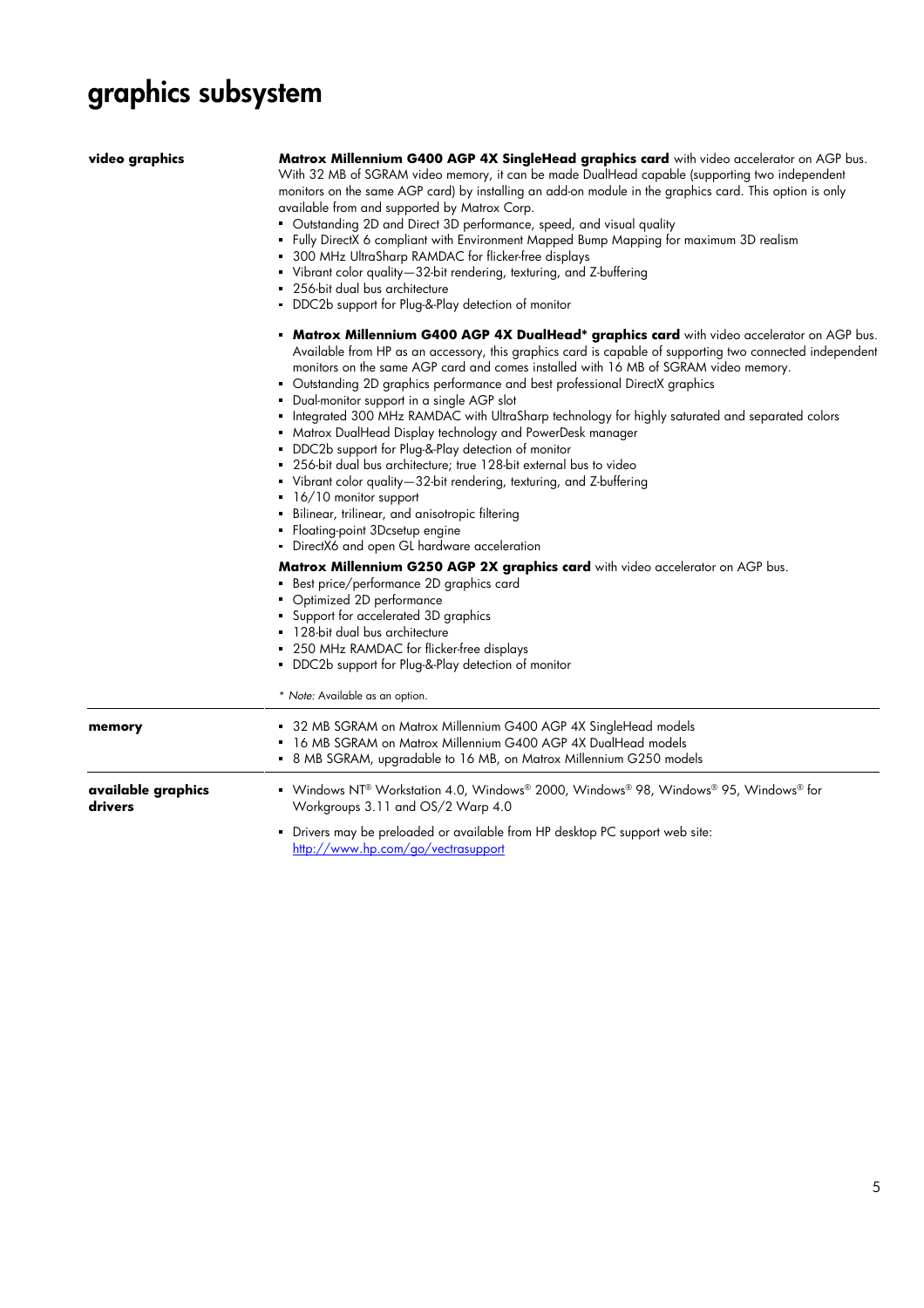# graphics subsystem

**video graphics**

**Matrox Millennium G400 AGP 4X SingleHead graphics card** with video accelerator on AGP bus. With 32 MB of SGRAM video memory, it can be made DualHead capable (supporting two independent monitors on the same AGP card) by installing an add-on module in the graphics card. This option is only available from and supported by Matrox Corp.

- Outstanding 2D and Direct 3D performance, speed, and visual quality
- Fully DirectX 6 compliant with Environment Mapped Bump Mapping for maximum 3D realism
- 300 MHz UltraSharp RAMDAC for flicker-free displays
- Vibrant color quality—32-bit rendering, texturing, and Z-buffering
- 256-bit dual bus architecture
- DDC2b support for Plug-&-Play detection of monitor

- **Matrox Millennium G400 AGP 4X DualHead* graphics card** with video accelerator on AGP bus. Available from HP as an accessory, this graphics card is capable of supporting two connected independent monitors on the same AGP card and comes installed with 16 MB of SGRAM video memory.
- Outstanding 2D graphics performance and best professional DirectX graphics
- Dual-monitor support in a single AGP slot
- Integrated 300 MHz RAMDAC with UltraSharp technology for highly saturated and separated colors
- Matrox DualHead Display technology and PowerDesk manager
- DDC2b support for Plug-&-Play detection of monitor
- 256-bit dual bus architecture; true 128-bit external bus to video
- Vibrant color quality—32-bit rendering, texturing, and Z-buffering
- 16/10 monitor support
- Bilinear, trilinear, and anisotropic filtering
- Floating-point 3Dcsetup engine
- DirectX6 and open GL hardware acceleration

**Matrox Millennium G250 AGP 2X graphics card** with video accelerator on AGP bus.

- Best price/performance 2D graphics card
- Optimized 2D performance
- Support for accelerated 3D graphics
- 128-bit dual bus architecture
- 250 MHz RAMDAC for flicker-free displays
- DDC2b support for Plug-&-Play detection of monitor

\* *Note:* Available as an option.

**memory**

- 32 MB SGRAM on Matrox Millennium G400 AGP 4X SingleHead models
- 16 MB SGRAM on Matrox Millennium G400 AGP 4X DualHead models
- 8 MB SGRAM, upgradable to 16 MB, on Matrox Millennium G250 models

**available graphics drivers**

- Windows NT® Workstation 4.0, Windows® 2000, Windows® 98, Windows® 95, Windows® for Workgroups 3.11 and OS/2 Warp 4.0
- Drivers may be preloaded or available from HP desktop PC support web site: http://www.hp.com/go/vectrasupport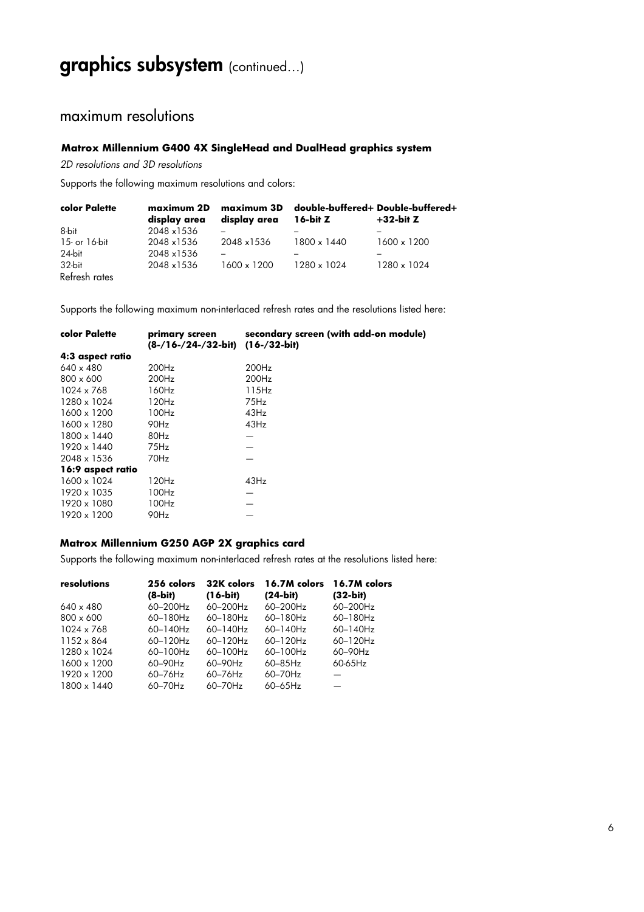# graphics subsystem (continued…)

## maximum resolutions

### Matrox Millennium G400 4X SingleHead and DualHead graphics system

*2D resolutions and 3D resolutions*

Supports the following maximum resolutions and colors:

| color Palette | maximum 2D display area | maximum 3D display area | double-buffered+ 16-bit Z | Double-buffered+ +32-bit Z |
|---|---|---|---|---|
| 8-bit | 2048 x1536 | – | – | – |
| 15- or 16-bit | 2048 x1536 | 2048 x1536 | 1800 x 1440 | 1600 x 1200 |
| 24-bit | 2048 x1536 | – | – | – |
| 32-bit | 2048 x1536 | 1600 x 1200 | 1280 x 1024 | 1280 x 1024 |
| Refresh rates | | | | |

Supports the following maximum non-interlaced refresh rates and the resolutions listed here:

| color Palette | primary screen (8-/16-/24-/32-bit) | secondary screen (with add-on module) (16-/32-bit) |
|---|---|---|
| **4:3 aspect ratio** | | |
| 640 x 480 | 200Hz | 200Hz |
| 800 x 600 | 200Hz | 200Hz |
| 1024 x 768 | 160Hz | 115Hz |
| 1280 x 1024 | 120Hz | 75Hz |
| 1600 x 1200 | 100Hz | 43Hz |
| 1600 x 1280 | 90Hz | 43Hz |
| 1800 x 1440 | 80Hz | — |
| 1920 x 1440 | 75Hz | — |
| 2048 x 1536 | 70Hz | — |
| **16:9 aspect ratio** | | |
| 1600 x 1024 | 120Hz | 43Hz |
| 1920 x 1035 | 100Hz | — |
| 1920 x 1080 | 100Hz | — |
| 1920 x 1200 | 90Hz | — |

### Matrox Millennium G250 AGP 2X graphics card

Supports the following maximum non-interlaced refresh rates at the resolutions listed here:

| resolutions | 256 colors (8-bit) | 32K colors (16-bit) | 16.7M colors (24-bit) | 16.7M colors (32-bit) |
|---|---|---|---|---|
| 640 x 480 | 60–200Hz | 60–200Hz | 60–200Hz | 60–200Hz |
| 800 x 600 | 60–180Hz | 60–180Hz | 60–180Hz | 60–180Hz |
| 1024 x 768 | 60–140Hz | 60–140Hz | 60–140Hz | 60–140Hz |
| 1152 x 864 | 60–120Hz | 60–120Hz | 60–120Hz | 60–120Hz |
| 1280 x 1024 | 60–100Hz | 60–100Hz | 60–100Hz | 60–90Hz |
| 1600 x 1200 | 60–90Hz | 60–90Hz | 60–85Hz | 60-65Hz |
| 1920 x 1200 | 60–76Hz | 60–76Hz | 60–70Hz | — |
| 1800 x 1440 | 60–70Hz | 60–70Hz | 60–65Hz | — |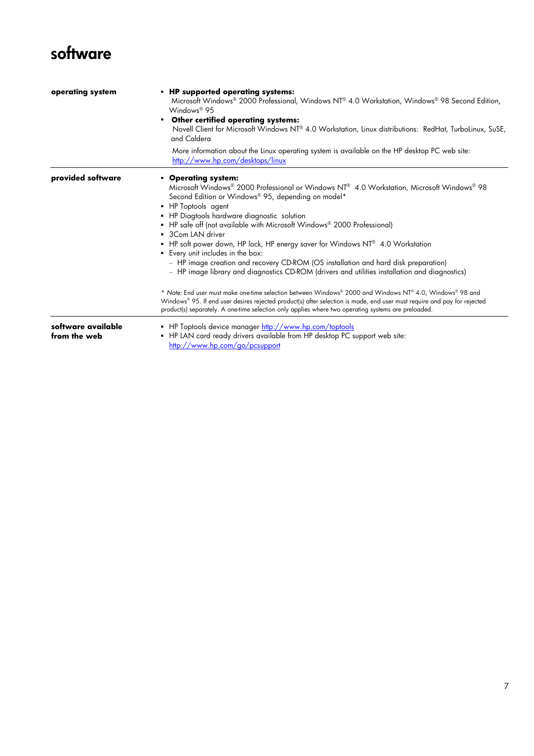# software

| | |
|---|---|
| **operating system** | ▪ **HP supported operating systems:** Microsoft Windows® 2000 Professional, Windows NT® 4.0 Workstation, Windows® 98 Second Edition, Windows® 95<br>▪ **Other certified operating systems:** Novell Client for Microsoft Windows NT® 4.0 Workstation, Linux distributions: RedHat, TurboLinux, SuSE, and Caldera<br><br>More information about the Linux operating system is available on the HP desktop PC web site: http://www.hp.com/desktops/linux |
| **provided software** | ▪ **Operating system:** Microsoft Windows® 2000 Professional or Windows NT® 4.0 Workstation, Microsoft Windows® 98 Second Edition or Windows® 95, depending on model*<br>▪ HP Toptools agent<br>▪ HP Diagtools hardware diagnostic solution<br>▪ HP safe off (not available with Microsoft Windows® 2000 Professional)<br>▪ 3Com LAN driver<br>▪ HP soft power down, HP lock, HP energy saver for Windows NT® 4.0 Workstation<br>▪ Every unit includes in the box:<br>– HP image creation and recovery CD-ROM (OS installation and hard disk preparation)<br>– HP image library and diagnostics CD-ROM (drivers and utilities installation and diagnostics)<br><br>* *Note:* End user must make one-time selection between Windows® 2000 and Windows NT® 4.0, Windows® 98 and Windows® 95. If end user desires rejected product(s) after selection is made, end user must require and pay for rejected product(s) separately. A one-time selection only applies where two operating systems are preloaded. |
| **software available from the web** | ▪ HP Toptools device manager http://www.hp.com/toptools<br>▪ HP LAN card ready drivers available from HP desktop PC support web site: http://www.hp.com/go/pcsupport |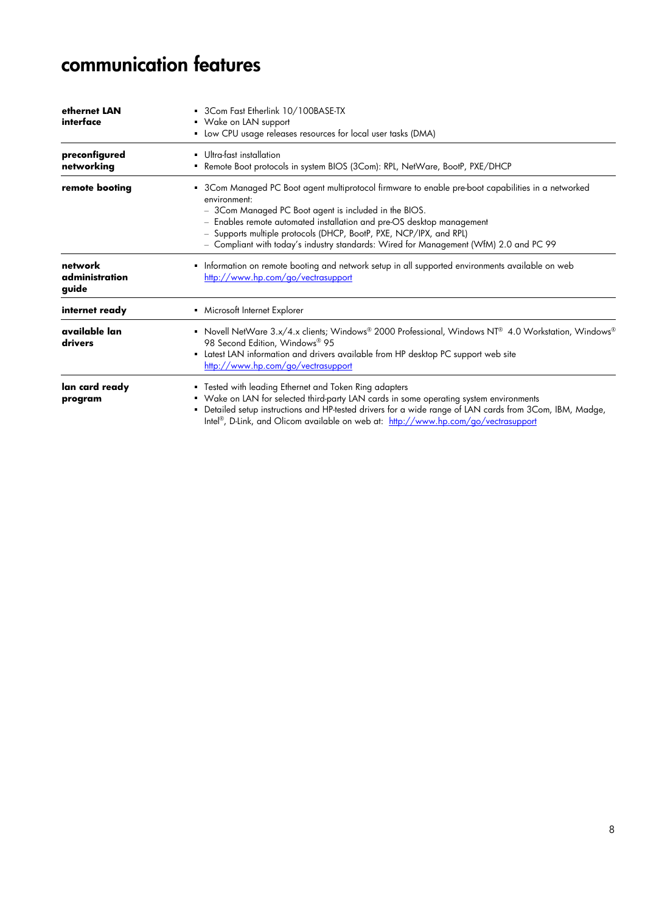# communication features

| | |
|---|---|
| **ethernet LAN interface** | ▪ 3Com Fast Etherlink 10/100BASE-TX<br>▪ Wake on LAN support<br>▪ Low CPU usage releases resources for local user tasks (DMA) |
| **preconfigured networking** | ▪ Ultra-fast installation<br>▪ Remote Boot protocols in system BIOS (3Com): RPL, NetWare, BootP, PXE/DHCP |
| **remote booting** | ▪ 3Com Managed PC Boot agent multiprotocol firmware to enable pre-boot capabilities in a networked environment:<br>– 3Com Managed PC Boot agent is included in the BIOS.<br>– Enables remote automated installation and pre-OS desktop management<br>– Supports multiple protocols (DHCP, BootP, PXE, NCP/IPX, and RPL)<br>– Compliant with today's industry standards: Wired for Management (WfM) 2.0 and PC 99 |
| **network administration guide** | ▪ Information on remote booting and network setup in all supported environments available on web http://www.hp.com/go/vectrasupport |
| **internet ready** | ▪ Microsoft Internet Explorer |
| **available lan drivers** | ▪ Novell NetWare 3.x/4.x clients; Windows® 2000 Professional, Windows NT® 4.0 Workstation, Windows® 98 Second Edition, Windows® 95<br>▪ Latest LAN information and drivers available from HP desktop PC support web site http://www.hp.com/go/vectrasupport |
| **lan card ready program** | ▪ Tested with leading Ethernet and Token Ring adapters<br>▪ Wake on LAN for selected third-party LAN cards in some operating system environments<br>▪ Detailed setup instructions and HP-tested drivers for a wide range of LAN cards from 3Com, IBM, Madge, Intel®, D-Link, and Olicom available on web at: http://www.hp.com/go/vectrasupport |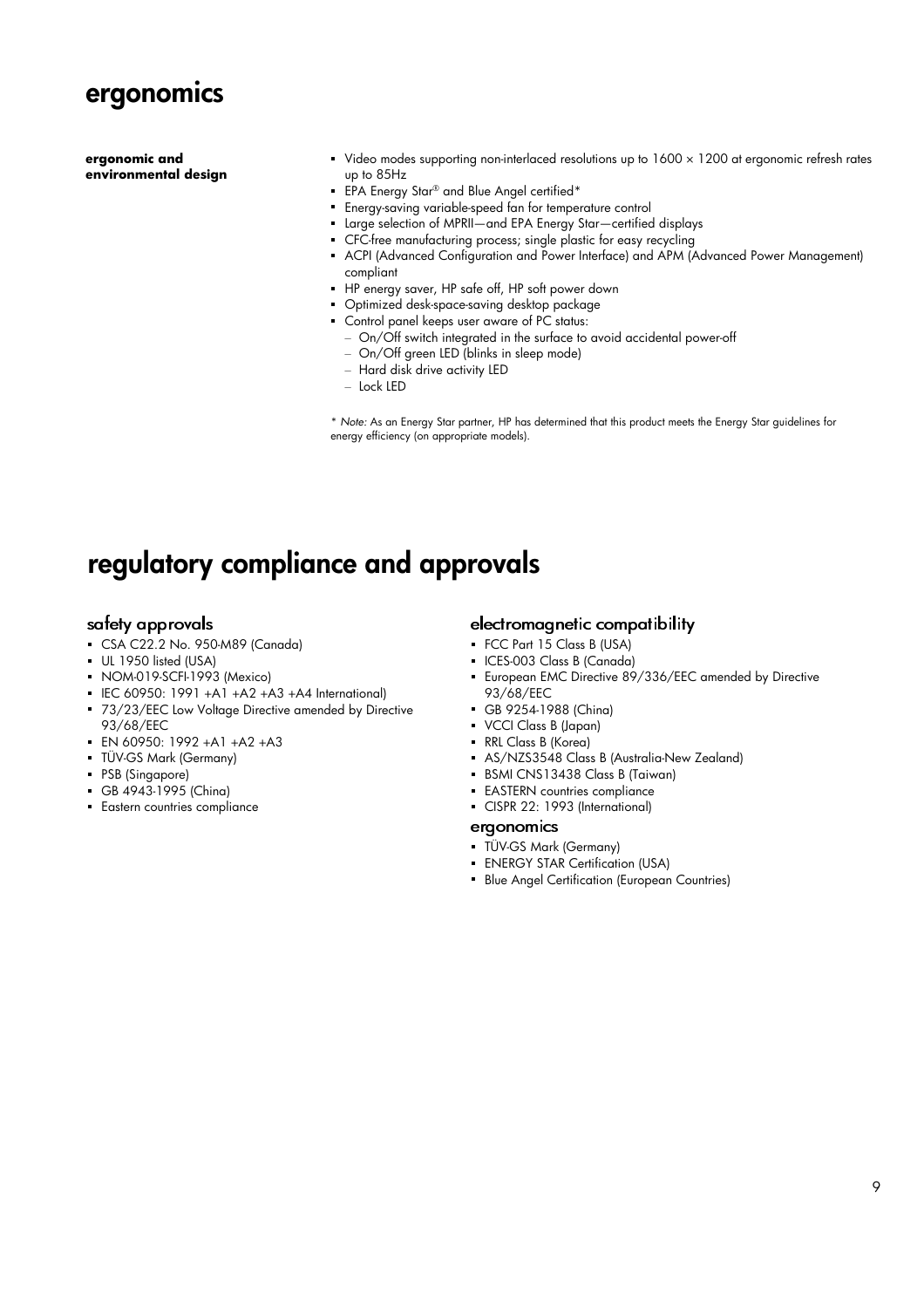# ergonomics

**ergonomic and environmental design**

- Video modes supporting non-interlaced resolutions up to 1600 × 1200 at ergonomic refresh rates up to 85Hz
- EPA Energy Star® and Blue Angel certified*
- Energy-saving variable-speed fan for temperature control
- Large selection of MPRII—and EPA Energy Star—certified displays
- CFC-free manufacturing process; single plastic for easy recycling
- ACPI (Advanced Configuration and Power Interface) and APM (Advanced Power Management) compliant
- HP energy saver, HP safe off, HP soft power down
- Optimized desk-space-saving desktop package
- Control panel keeps user aware of PC status:
  - On/Off switch integrated in the surface to avoid accidental power-off
  - On/Off green LED (blinks in sleep mode)
  - Hard disk drive activity LED
  - Lock LED

* *Note:* As an Energy Star partner, HP has determined that this product meets the Energy Star guidelines for energy efficiency (on appropriate models).

# regulatory compliance and approvals

## safety approvals

- CSA C22.2 No. 950-M89 (Canada)
- UL 1950 listed (USA)
- NOM-019-SCFI-1993 (Mexico)
- IEC 60950: 1991 +A1 +A2 +A3 +A4 International)
- 73/23/EEC Low Voltage Directive amended by Directive 93/68/EEC
- EN 60950: 1992 +A1 +A2 +A3
- TÜV-GS Mark (Germany)
- PSB (Singapore)
- GB 4943-1995 (China)
- Eastern countries compliance

## electromagnetic compatibility

- FCC Part 15 Class B (USA)
- ICES-003 Class B (Canada)
- European EMC Directive 89/336/EEC amended by Directive 93/68/EEC
- GB 9254-1988 (China)
- VCCI Class B (Japan)
- RRL Class B (Korea)
- AS/NZS3548 Class B (Australia-New Zealand)
- BSMI CNS13438 Class B (Taiwan)
- EASTERN countries compliance
- CISPR 22: 1993 (International)

## ergonomics

- TÜV-GS Mark (Germany)
- ENERGY STAR Certification (USA)
- Blue Angel Certification (European Countries)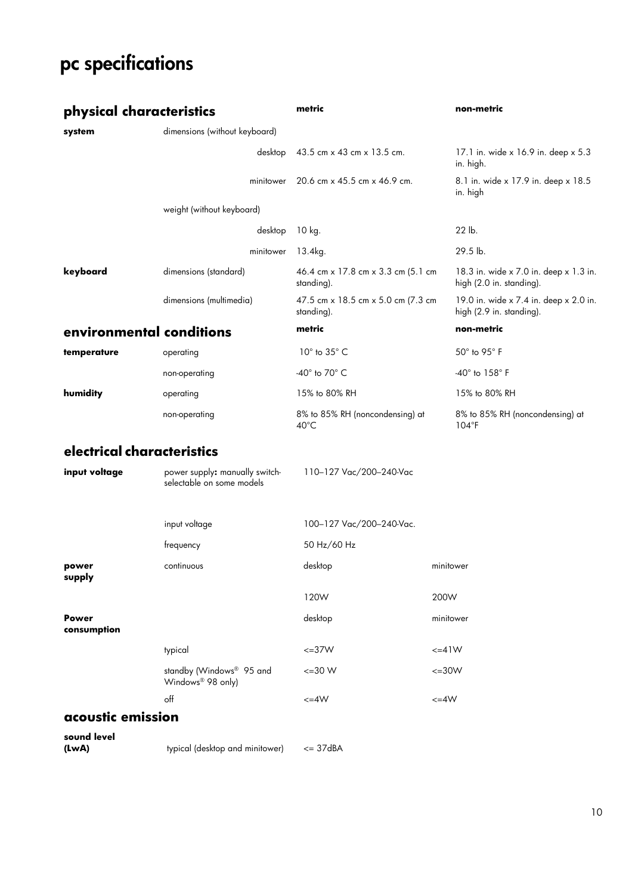# pc specifications

## physical characteristics

| | | metric | non-metric |
|---|---|---|---|
| **system** | dimensions (without keyboard) | | |
| | desktop | 43.5 cm x 43 cm x 13.5 cm. | 17.1 in. wide x 16.9 in. deep x 5.3 in. high. |
| | minitower | 20.6 cm x 45.5 cm x 46.9 cm. | 8.1 in. wide x 17.9 in. deep x 18.5 in. high |
| | weight (without keyboard) | | |
| | desktop | 10 kg. | 22 lb. |
| | minitower | 13.4kg. | 29.5 lb. |
| **keyboard** | dimensions (standard) | 46.4 cm x 17.8 cm x 3.3 cm (5.1 cm standing). | 18.3 in. wide x 7.0 in. deep x 1.3 in. high (2.0 in. standing). |
| | dimensions (multimedia) | 47.5 cm x 18.5 cm x 5.0 cm (7.3 cm standing). | 19.0 in. wide x 7.4 in. deep x 2.0 in. high (2.9 in. standing). |

## environmental conditions

| | | metric | non-metric |
|---|---|---|---|
| **temperature** | operating | 10° to 35° C | 50° to 95° F |
| | non-operating | -40° to 70° C | -40° to 158° F |
| **humidity** | operating | 15% to 80% RH | 15% to 80% RH |
| | non-operating | 8% to 85% RH (noncondensing) at 40°C | 8% to 85% RH (noncondensing) at 104°F |

## electrical characteristics

| | | | |
|---|---|---|---|
| **input voltage** | power supply**:** manually switch-selectable on some models | 110–127 Vac/200–240-Vac | |
| | input voltage | 100–127 Vac/200–240-Vac. | |
| | frequency | 50 Hz/60 Hz | |
| **power supply** | continuous | desktop | minitower |
| | | 120W | 200W |
| **Power consumption** | | desktop | minitower |
| | typical | <=37W | <=41W |
| | standby (Windows® 95 and Windows® 98 only) | <=30 W | <=30W |
| | off | <=4W | <=4W |

## acoustic emission

| | | |
|---|---|---|
| **sound level (LwA)** | typical (desktop and minitower) | <= 37dBA |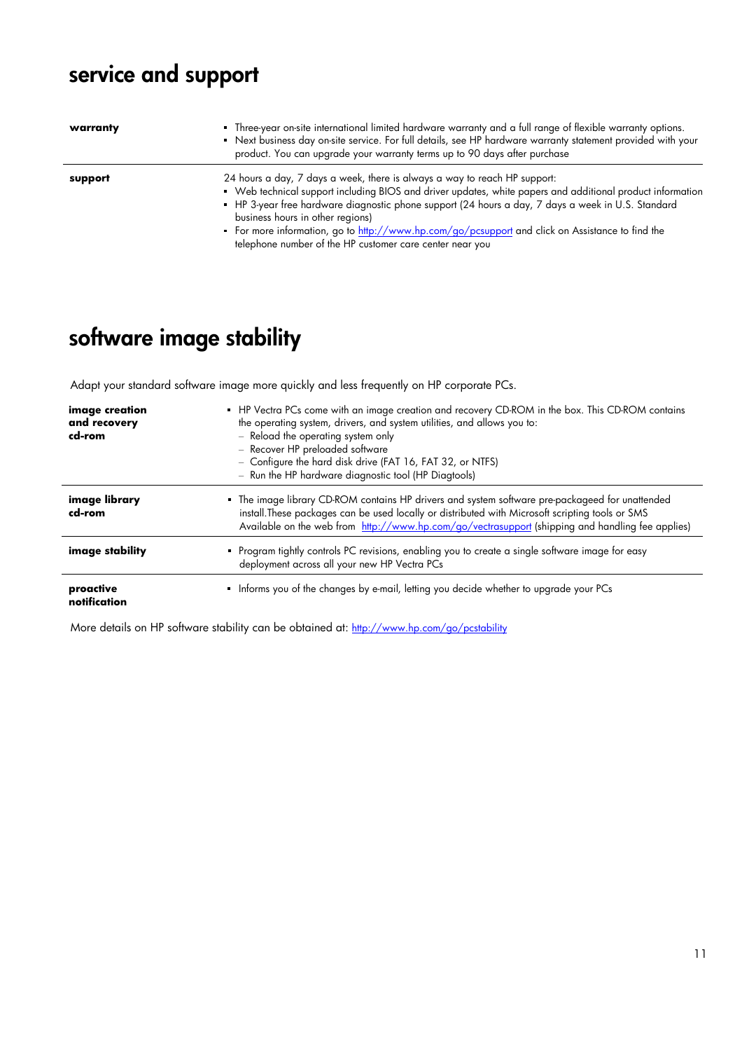# service and support

| | |
|---|---|
| **warranty** | ▪ Three-year on-site international limited hardware warranty and a full range of flexible warranty options.<br>▪ Next business day on-site service. For full details, see HP hardware warranty statement provided with your product. You can upgrade your warranty terms up to 90 days after purchase |
| **support** | 24 hours a day, 7 days a week, there is always a way to reach HP support:<br>▪ Web technical support including BIOS and driver updates, white papers and additional product information<br>▪ HP 3-year free hardware diagnostic phone support (24 hours a day, 7 days a week in U.S. Standard business hours in other regions)<br>▪ For more information, go to http://www.hp.com/go/pcsupport and click on Assistance to find the telephone number of the HP customer care center near you |

# software image stability

Adapt your standard software image more quickly and less frequently on HP corporate PCs.

| | |
|---|---|
| **image creation and recovery cd-rom** | ▪ HP Vectra PCs come with an image creation and recovery CD-ROM in the box. This CD-ROM contains the operating system, drivers, and system utilities, and allows you to:<br>– Reload the operating system only<br>– Recover HP preloaded software<br>– Configure the hard disk drive (FAT 16, FAT 32, or NTFS)<br>– Run the HP hardware diagnostic tool (HP Diagtools) |
| **image library cd-rom** | ▪ The image library CD-ROM contains HP drivers and system software pre-packageed for unattended install.These packages can be used locally or distributed with Microsoft scripting tools or SMS Available on the web from http://www.hp.com/go/vectrasupport (shipping and handling fee applies) |
| **image stability** | ▪ Program tightly controls PC revisions, enabling you to create a single software image for easy deployment across all your new HP Vectra PCs |
| **proactive notification** | ▪ Informs you of the changes by e-mail, letting you decide whether to upgrade your PCs |

More details on HP software stability can be obtained at: http://www.hp.com/go/pcstability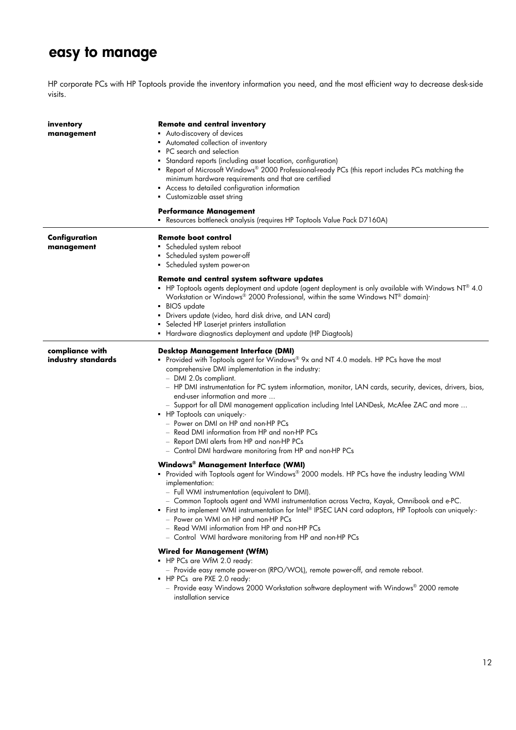# easy to manage

HP corporate PCs with HP Toptools provide the inventory information you need, and the most efficient way to decrease desk-side visits.

## inventory management

**Remote and central inventory**

- Auto-discovery of devices
- Automated collection of inventory
- PC search and selection
- Standard reports (including asset location, configuration)
- Report of Microsoft Windows® 2000 Professional-ready PCs (this report includes PCs matching the minimum hardware requirements and that are certified
- Access to detailed configuration information
- Customizable asset string

**Performance Management**

- Resources bottleneck analysis (requires HP Toptools Value Pack D7160A)

## Configuration management

**Remote boot control**

- Scheduled system reboot
- Scheduled system power-off
- Scheduled system power-on

**Remote and central system software updates**

- HP Toptools agents deployment and update (agent deployment is only available with Windows NT® 4.0 Workstation or Windows® 2000 Professional, within the same Windows NT® domain)·
- BIOS update
- Drivers update (video, hard disk drive, and LAN card)
- Selected HP Laserjet printers installation
- Hardware diagnostics deployment and update (HP Diagtools)

## compliance with industry standards

**Desktop Management Interface (DMI)**

- Provided with Toptools agent for Windows® 9x and NT 4.0 models. HP PCs have the most comprehensive DMI implementation in the industry:
  - DMI 2.0s compliant.
  - HP DMI instrumentation for PC system information, monitor, LAN cards, security, devices, drivers, bios, end-user information and more …
  - Support for all DMI management application including Intel LANDesk, McAfee ZAC and more …
- HP Toptools can uniquely:-
  - Power on DMI on HP and non-HP PCs
  - Read DMI information from HP and non-HP PCs
  - Report DMI alerts from HP and non-HP PCs
  - Control DMI hardware monitoring from HP and non-HP PCs

**Windows® Management Interface (WMI)**

- Provided with Toptools agent for Windows® 2000 models. HP PCs have the industry leading WMI implementation:
  - Full WMI instrumentation (equivalent to DMI).
  - Common Toptools agent and WMI instrumentation across Vectra, Kayak, Omnibook and e-PC.
- First to implement WMI instrumentation for Intel® IPSEC LAN card adaptors, HP Toptools can uniquely:-
  - Power on WMI on HP and non-HP PCs
  - Read WMI information from HP and non-HP PCs
  - Control WMI hardware monitoring from HP and non-HP PCs

**Wired for Management (WfM)**

- HP PCs are WfM 2.0 ready:
  - Provide easy remote power-on (RPO/WOL), remote power-off, and remote reboot.
- HP PCs are PXE 2.0 ready:
  - Provide easy Windows 2000 Workstation software deployment with Windows® 2000 remote installation service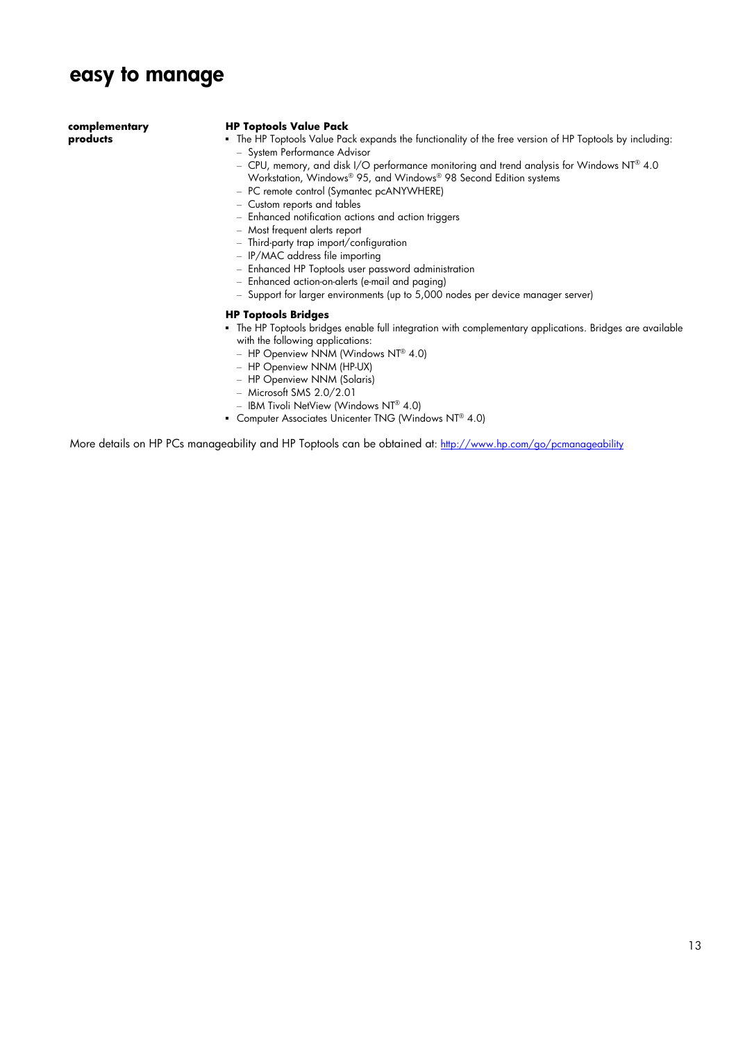# easy to manage

**complementary products**

### HP Toptools Value Pack

- The HP Toptools Value Pack expands the functionality of the free version of HP Toptools by including:
  - System Performance Advisor
  - CPU, memory, and disk I/O performance monitoring and trend analysis for Windows NT® 4.0 Workstation, Windows® 95, and Windows® 98 Second Edition systems
  - PC remote control (Symantec pcANYWHERE)
  - Custom reports and tables
  - Enhanced notification actions and action triggers
  - Most frequent alerts report
  - Third-party trap import/configuration
  - IP/MAC address file importing
  - Enhanced HP Toptools user password administration
  - Enhanced action-on-alerts (e-mail and paging)
  - Support for larger environments (up to 5,000 nodes per device manager server)

### HP Toptools Bridges

- The HP Toptools bridges enable full integration with complementary applications. Bridges are available with the following applications:
  - HP Openview NNM (Windows NT® 4.0)
  - HP Openview NNM (HP-UX)
  - HP Openview NNM (Solaris)
  - Microsoft SMS 2.0/2.01
  - IBM Tivoli NetView (Windows NT® 4.0)
- Computer Associates Unicenter TNG (Windows NT® 4.0)

More details on HP PCs manageability and HP Toptools can be obtained at: http://www.hp.com/go/pcmanageability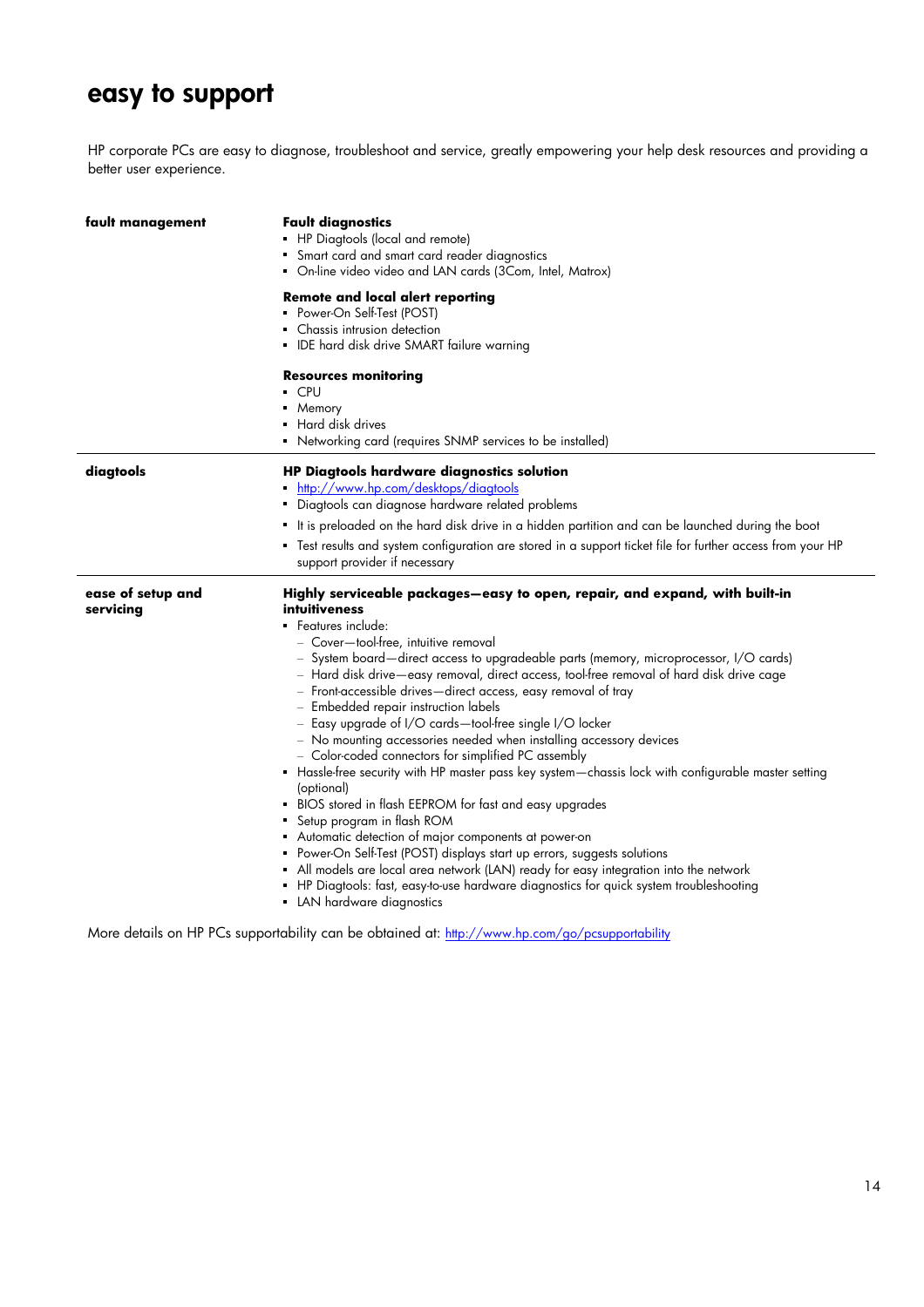# easy to support

HP corporate PCs are easy to diagnose, troubleshoot and service, greatly empowering your help desk resources and providing a better user experience.

| | |
|---|---|
| **fault management** | **Fault diagnostics**<br>▪ HP Diagtools (local and remote)<br>▪ Smart card and smart card reader diagnostics<br>▪ On-line video video and LAN cards (3Com, Intel, Matrox)<br><br>**Remote and local alert reporting**<br>▪ Power-On Self-Test (POST)<br>▪ Chassis intrusion detection<br>▪ IDE hard disk drive SMART failure warning<br><br>**Resources monitoring**<br>▪ CPU<br>▪ Memory<br>▪ Hard disk drives<br>▪ Networking card (requires SNMP services to be installed) |
| **diagtools** | **HP Diagtools hardware diagnostics solution**<br>▪ [http://www.hp.com/desktops/diagtools](http://www.hp.com/desktops/diagtools)<br>▪ Diagtools can diagnose hardware related problems<br>▪ It is preloaded on the hard disk drive in a hidden partition and can be launched during the boot<br>▪ Test results and system configuration are stored in a support ticket file for further access from your HP support provider if necessary |
| **ease of setup and servicing** | **Highly serviceable packages—easy to open, repair, and expand, with built-in intuitiveness**<br>▪ Features include:<br>– Cover—tool-free, intuitive removal<br>– System board—direct access to upgradeable parts (memory, microprocessor, I/O cards)<br>– Hard disk drive—easy removal, direct access, tool-free removal of hard disk drive cage<br>– Front-accessible drives—direct access, easy removal of tray<br>– Embedded repair instruction labels<br>– Easy upgrade of I/O cards—tool-free single I/O locker<br>– No mounting accessories needed when installing accessory devices<br>– Color-coded connectors for simplified PC assembly<br>▪ Hassle-free security with HP master pass key system—chassis lock with configurable master setting (optional)<br>▪ BIOS stored in flash EEPROM for fast and easy upgrades<br>▪ Setup program in flash ROM<br>▪ Automatic detection of major components at power-on<br>▪ Power-On Self-Test (POST) displays start up errors, suggests solutions<br>▪ All models are local area network (LAN) ready for easy integration into the network<br>▪ HP Diagtools: fast, easy-to-use hardware diagnostics for quick system troubleshooting<br>▪ LAN hardware diagnostics |

More details on HP PCs supportability can be obtained at: [http://www.hp.com/go/pcsupportability](http://www.hp.com/go/pcsupportability)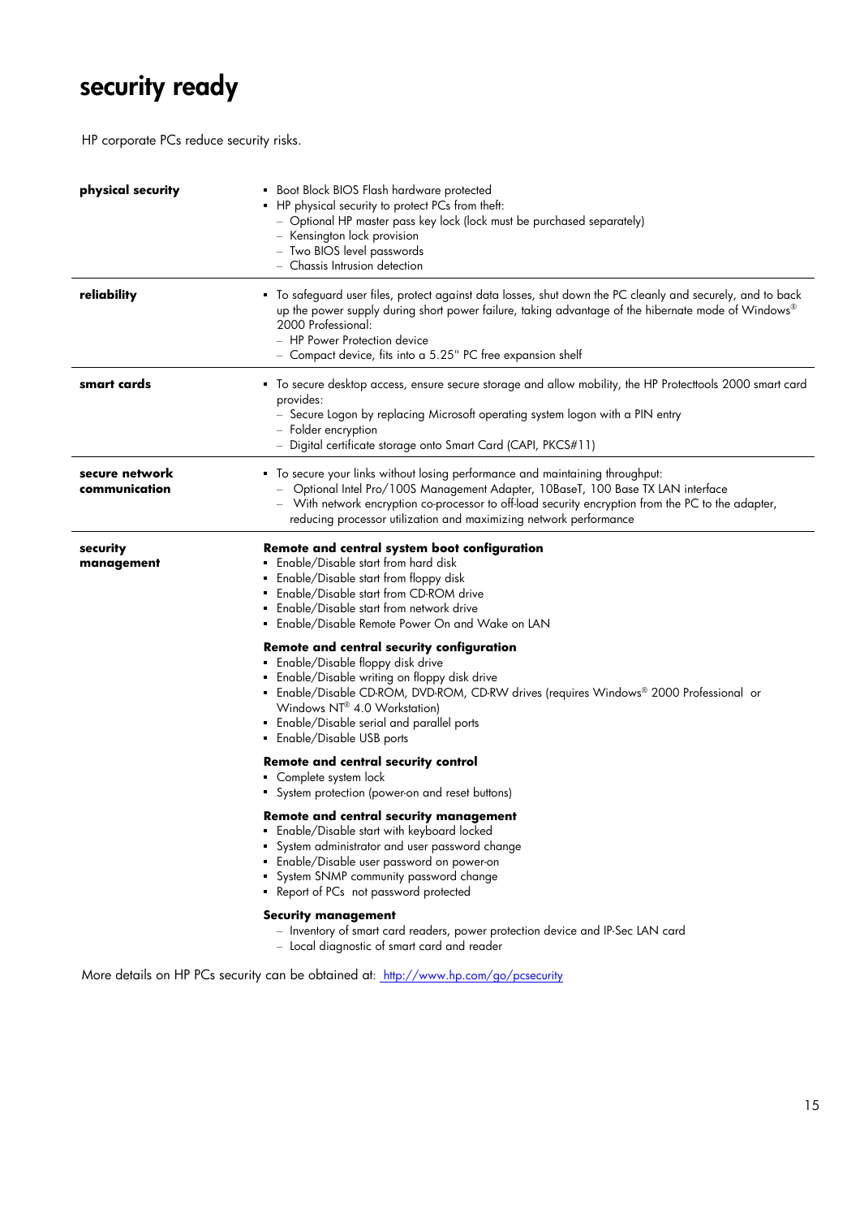# security ready

HP corporate PCs reduce security risks.

| | |
|---|---|
| **physical security** | ▪ Boot Block BIOS Flash hardware protected<br>▪ HP physical security to protect PCs from theft:<br>– Optional HP master pass key lock (lock must be purchased separately)<br>– Kensington lock provision<br>– Two BIOS level passwords<br>– Chassis Intrusion detection |
| **reliability** | ▪ To safeguard user files, protect against data losses, shut down the PC cleanly and securely, and to back up the power supply during short power failure, taking advantage of the hibernate mode of Windows® 2000 Professional:<br>– HP Power Protection device<br>– Compact device, fits into a 5.25" PC free expansion shelf |
| **smart cards** | ▪ To secure desktop access, ensure secure storage and allow mobility, the HP Protecttools 2000 smart card provides:<br>– Secure Logon by replacing Microsoft operating system logon with a PIN entry<br>– Folder encryption<br>– Digital certificate storage onto Smart Card (CAPI, PKCS#11) |
| **secure network communication** | ▪ To secure your links without losing performance and maintaining throughput:<br>– Optional Intel Pro/100S Management Adapter, 10BaseT, 100 Base TX LAN interface<br>– With network encryption co-processor to off-load security encryption from the PC to the adapter, reducing processor utilization and maximizing network performance |
| **security management** | **Remote and central system boot configuration**<br>▪ Enable/Disable start from hard disk<br>▪ Enable/Disable start from floppy disk<br>▪ Enable/Disable start from CD-ROM drive<br>▪ Enable/Disable start from network drive<br>▪ Enable/Disable Remote Power On and Wake on LAN<br><br>**Remote and central security configuration**<br>▪ Enable/Disable floppy disk drive<br>▪ Enable/Disable writing on floppy disk drive<br>▪ Enable/Disable CD-ROM, DVD-ROM, CD-RW drives (requires Windows® 2000 Professional or Windows NT® 4.0 Workstation)<br>▪ Enable/Disable serial and parallel ports<br>▪ Enable/Disable USB ports<br><br>**Remote and central security control**<br>▪ Complete system lock<br>▪ System protection (power-on and reset buttons)<br><br>**Remote and central security management**<br>▪ Enable/Disable start with keyboard locked<br>▪ System administrator and user password change<br>▪ Enable/Disable user password on power-on<br>▪ System SNMP community password change<br>▪ Report of PCs not password protected<br><br>**Security management**<br>– Inventory of smart card readers, power protection device and IP-Sec LAN card<br>– Local diagnostic of smart card and reader |

More details on HP PCs security can be obtained at: http://www.hp.com/go/pcsecurity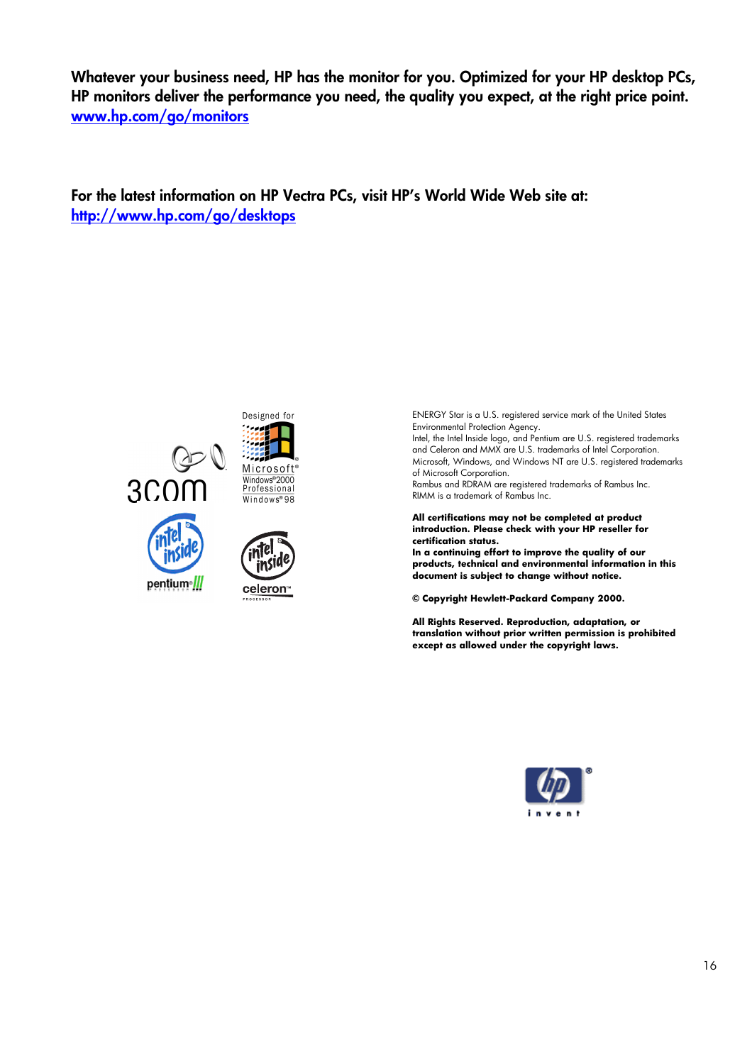**Whatever your business need, HP has the monitor for you. Optimized for your HP desktop PCs, HP monitors deliver the performance you need, the quality you expect, at the right price point.**
**www.hp.com/go/monitors**

**For the latest information on HP Vectra PCs, visit HP's World Wide Web site at:**
**http://www.hp.com/go/desktops**

ENERGY Star is a U.S. registered service mark of the United States Environmental Protection Agency.
Intel, the Intel Inside logo, and Pentium are U.S. registered trademarks and Celeron and MMX are U.S. trademarks of Intel Corporation.
Microsoft, Windows, and Windows NT are U.S. registered trademarks of Microsoft Corporation.
Rambus and RDRAM are registered trademarks of Rambus Inc.
RIMM is a trademark of Rambus Inc.

**All certifications may not be completed at product introduction. Please check with your HP reseller for certification status.**
**In a continuing effort to improve the quality of our products, technical and environmental information in this document is subject to change without notice.**

**© Copyright Hewlett-Packard Company 2000.**

**All Rights Reserved. Reproduction, adaptation, or translation without prior written permission is prohibited except as allowed under the copyright laws.**